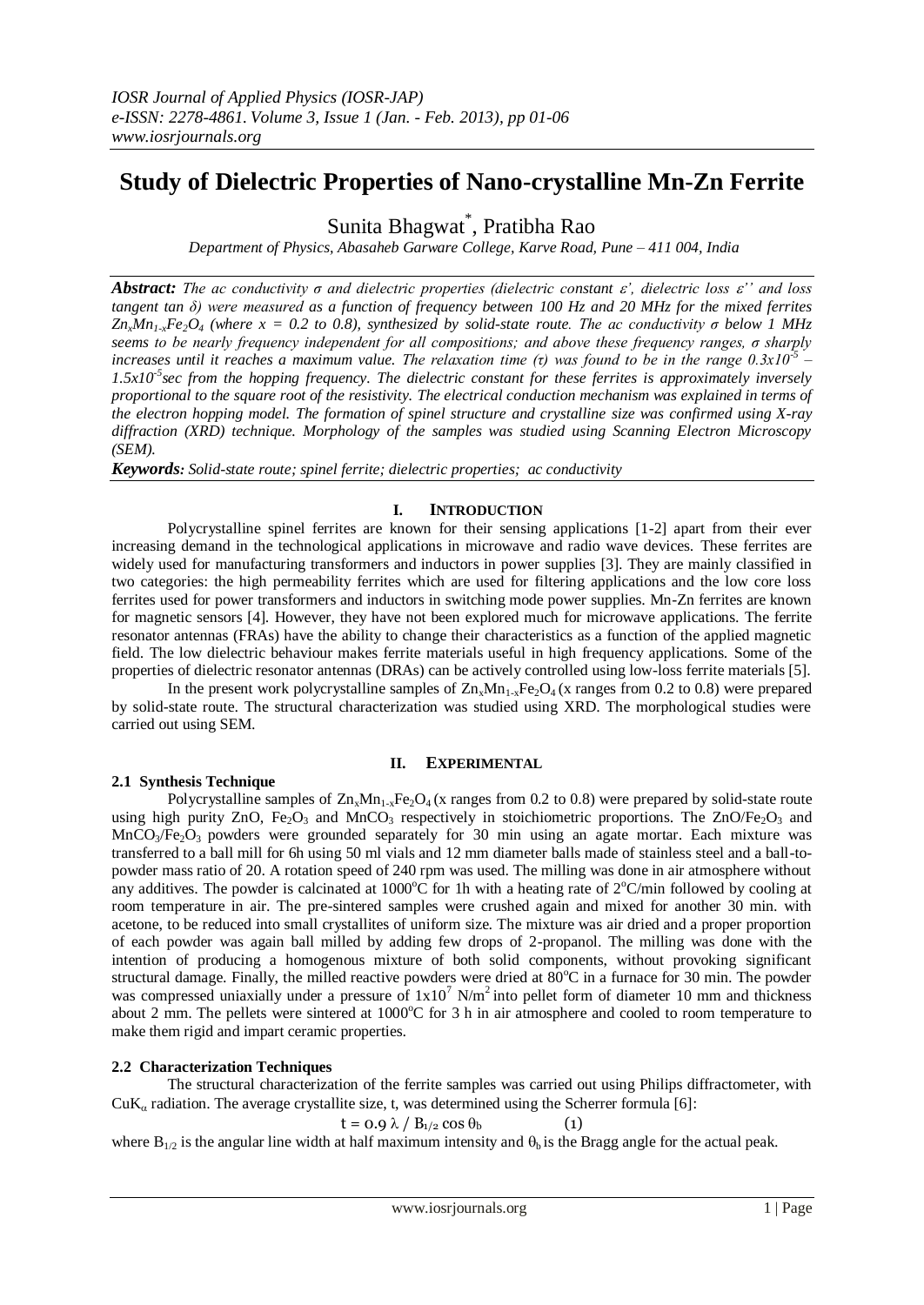# Study of Dielectric Properties of Nano-crystalline Mn-Zn Ferrite

Sunita Bhagwat*, Pratibha Rao

*Department of Physics, Abasaheb Garware College, Karve Road, Pune – 411 004, India*

***Abstract:*** *The ac conductivity σ and dielectric properties (dielectric constant ε', dielectric loss ε'' and loss tangent tan δ) were measured as a function of frequency between 100 Hz and 20 MHz for the mixed ferrites $Zn_xMn_{1-x}Fe_2O_4$ (where x = 0.2 to 0.8), synthesized by solid-state route. The ac conductivity σ below 1 MHz seems to be nearly frequency independent for all compositions; and above these frequency ranges, σ sharply increases until it reaches a maximum value. The relaxation time (τ) was found to be in the range $0.3x10^{-5}$ – $1.5x10^{-5}$sec from the hopping frequency. The dielectric constant for these ferrites is approximately inversely proportional to the square root of the resistivity. The electrical conduction mechanism was explained in terms of the electron hopping model. The formation of spinel structure and crystalline size was confirmed using X-ray diffraction (XRD) technique. Morphology of the samples was studied using Scanning Electron Microscopy (SEM).*

***Keywords:*** *Solid-state route; spinel ferrite; dielectric properties; ac conductivity*

## I. Introduction

Polycrystalline spinel ferrites are known for their sensing applications [1-2] apart from their ever increasing demand in the technological applications in microwave and radio wave devices. These ferrites are widely used for manufacturing transformers and inductors in power supplies [3]. They are mainly classified in two categories: the high permeability ferrites which are used for filtering applications and the low core loss ferrites used for power transformers and inductors in switching mode power supplies. Mn-Zn ferrites are known for magnetic sensors [4]. However, they have not been explored much for microwave applications. The ferrite resonator antennas (FRAs) have the ability to change their characteristics as a function of the applied magnetic field. The low dielectric behaviour makes ferrite materials useful in high frequency applications. Some of the properties of dielectric resonator antennas (DRAs) can be actively controlled using low-loss ferrite materials [5].

In the present work polycrystalline samples of $Zn_xMn_{1-x}Fe_2O_4$ (x ranges from 0.2 to 0.8) were prepared by solid-state route. The structural characterization was studied using XRD. The morphological studies were carried out using SEM.

## II. Experimental

### 2.1 Synthesis Technique

Polycrystalline samples of $Zn_xMn_{1-x}Fe_2O_4$ (x ranges from 0.2 to 0.8) were prepared by solid-state route using high purity ZnO, $Fe_2O_3$ and $MnCO_3$ respectively in stoichiometric proportions. The $ZnO/Fe_2O_3$ and $MnCO_3/Fe_2O_3$ powders were grounded separately for 30 min using an agate mortar. Each mixture was transferred to a ball mill for 6h using 50 ml vials and 12 mm diameter balls made of stainless steel and a ball-to-powder mass ratio of 20. A rotation speed of 240 rpm was used. The milling was done in air atmosphere without any additives. The powder is calcinated at 1000°C for 1h with a heating rate of 2°C/min followed by cooling at room temperature in air. The pre-sintered samples were crushed again and mixed for another 30 min. with acetone, to be reduced into small crystallites of uniform size. The mixture was air dried and a proper proportion of each powder was again ball milled by adding few drops of 2-propanol. The milling was done with the intention of producing a homogenous mixture of both solid components, without provoking significant structural damage. Finally, the milled reactive powders were dried at 80°C in a furnace for 30 min. The powder was compressed uniaxially under a pressure of $1x10^7$ N/m$^2$ into pellet form of diameter 10 mm and thickness about 2 mm. The pellets were sintered at 1000°C for 3 h in air atmosphere and cooled to room temperature to make them rigid and impart ceramic properties.

### 2.2 Characterization Techniques

The structural characterization of the ferrite samples was carried out using Philips diffractometer, with $CuK_\alpha$ radiation. The average crystallite size, t, was determined using the Scherrer formula [6]:

$$t = 0.9\,\lambda / B_{1/2} \cos\theta_b \qquad (1)$$

where $B_{1/2}$ is the angular line width at half maximum intensity and $\theta_b$ is the Bragg angle for the actual peak.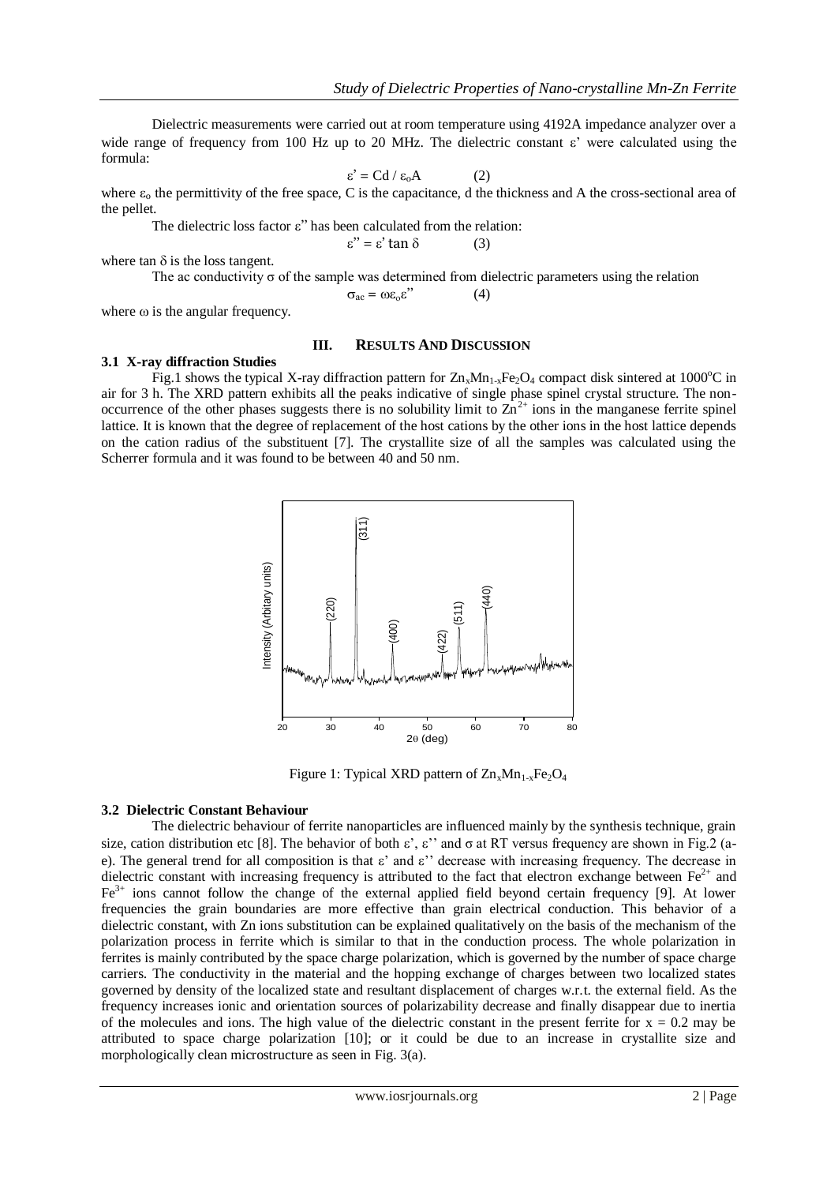Dielectric measurements were carried out at room temperature using 4192A impedance analyzer over a wide range of frequency from 100 Hz up to 20 MHz. The dielectric constant ε' were calculated using the formula:

$$\varepsilon' = Cd / \varepsilon_o A \qquad (2)$$

where $\varepsilon_o$ the permittivity of the free space, C is the capacitance, d the thickness and A the cross-sectional area of the pellet.

The dielectric loss factor ε" has been calculated from the relation:

$$\varepsilon'' = \varepsilon' \tan \delta \qquad (3)$$

where tan δ is the loss tangent.

The ac conductivity σ of the sample was determined from dielectric parameters using the relation

$$\sigma_{ac} = \omega \varepsilon_o \varepsilon'' \qquad (4)$$

where ω is the angular frequency.

## III. Results And Discussion

### 3.1 X-ray diffraction Studies

Fig.1 shows the typical X-ray diffraction pattern for $Zn_xMn_{1-x}Fe_2O_4$ compact disk sintered at 1000°C in air for 3 h. The XRD pattern exhibits all the peaks indicative of single phase spinel crystal structure. The non-occurrence of the other phases suggests there is no solubility limit to $Zn^{2+}$ ions in the manganese ferrite spinel lattice. It is known that the degree of replacement of the host cations by the other ions in the host lattice depends on the cation radius of the substituent [7]. The crystallite size of all the samples was calculated using the Scherrer formula and it was found to be between 40 and 50 nm.

Figure 1: Typical XRD pattern of $Zn_xMn_{1-x}Fe_2O_4$

### 3.2 Dielectric Constant Behaviour

The dielectric behaviour of ferrite nanoparticles are influenced mainly by the synthesis technique, grain size, cation distribution etc [8]. The behavior of both ε', ε'' and σ at RT versus frequency are shown in Fig.2 (a-e). The general trend for all composition is that ε' and ε'' decrease with increasing frequency. The decrease in dielectric constant with increasing frequency is attributed to the fact that electron exchange between $Fe^{2+}$ and $Fe^{3+}$ ions cannot follow the change of the external applied field beyond certain frequency [9]. At lower frequencies the grain boundaries are more effective than grain electrical conduction. This behavior of a dielectric constant, with Zn ions substitution can be explained qualitatively on the basis of the mechanism of the polarization process in ferrite which is similar to that in the conduction process. The whole polarization in ferrites is mainly contributed by the space charge polarization, which is governed by the number of space charge carriers. The conductivity in the material and the hopping exchange of charges between two localized states governed by density of the localized state and resultant displacement of charges w.r.t. the external field. As the frequency increases ionic and orientation sources of polarizability decrease and finally disappear due to inertia of the molecules and ions. The high value of the dielectric constant in the present ferrite for $x = 0.2$ may be attributed to space charge polarization [10]; or it could be due to an increase in crystallite size and morphologically clean microstructure as seen in Fig. 3(a).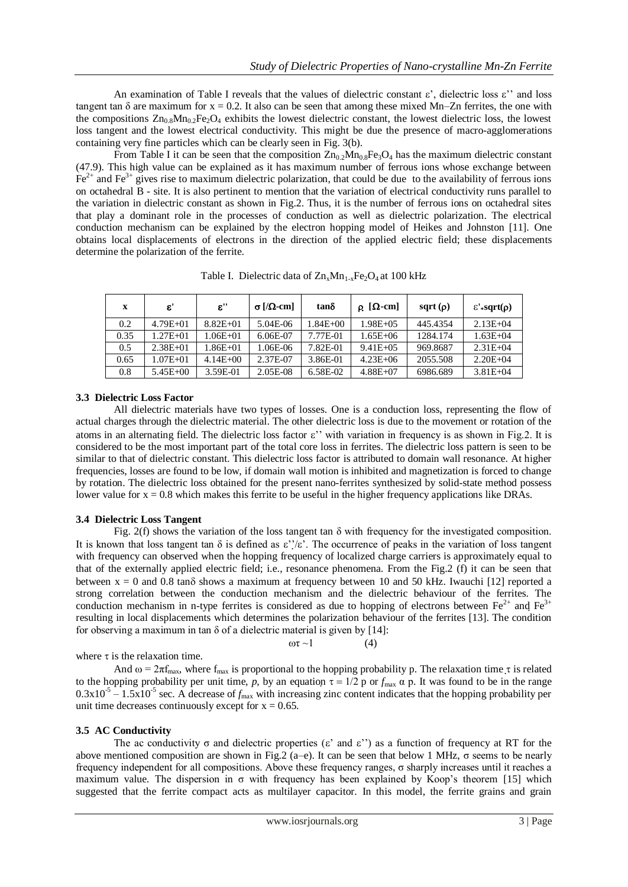An examination of Table I reveals that the values of dielectric constant ε', dielectric loss ε'' and loss tangent tan δ are maximum for x = 0.2. It also can be seen that among these mixed Mn–Zn ferrites, the one with the compositions $Zn_{0.8}Mn_{0.2}Fe_2O_4$ exhibits the lowest dielectric constant, the lowest dielectric loss, the lowest loss tangent and the lowest electrical conductivity. This might be due the presence of macro-agglomerations containing very fine particles which can be clearly seen in Fig. 3(b).

From Table I it can be seen that the composition $Zn_{0.2}Mn_{0.8}Fe_3O_4$ has the maximum dielectric constant (47.9). This high value can be explained as it has maximum number of ferrous ions whose exchange between $Fe^{2+}$ and $Fe^{3+}$ gives rise to maximum dielectric polarization, that could be due to the availability of ferrous ions on octahedral B - site. It is also pertinent to mention that the variation of electrical conductivity runs parallel to the variation in dielectric constant as shown in Fig.2. Thus, it is the number of ferrous ions on octahedral sites that play a dominant role in the processes of conduction as well as dielectric polarization. The electrical conduction mechanism can be explained by the electron hopping model of Heikes and Johnston [11]. One obtains local displacements of electrons in the direction of the applied electric field; these displacements determine the polarization of the ferrite.

Table I. Dielectric data of $Zn_xMn_{1-x}Fe_2O_4$ at 100 kHz

| x | ε' | ε'' | σ [/Ω-cm] | tanδ | ρ [Ω-cm] | sqrt (ρ) | ε'*sqrt(ρ) |
|---|---|---|---|---|---|---|---|
| 0.2 | 4.79E+01 | 8.82E+01 | 5.04E-06 | 1.84E+00 | 1.98E+05 | 445.4354 | 2.13E+04 |
| 0.35 | 1.27E+01 | 1.06E+01 | 6.06E-07 | 7.77E-01 | 1.65E+06 | 1284.174 | 1.63E+04 |
| 0.5 | 2.38E+01 | 1.86E+01 | 1.06E-06 | 7.82E-01 | 9.41E+05 | 969.8687 | 2.31E+04 |
| 0.65 | 1.07E+01 | 4.14E+00 | 2.37E-07 | 3.86E-01 | 4.23E+06 | 2055.508 | 2.20E+04 |
| 0.8 | 5.45E+00 | 3.59E-01 | 2.05E-08 | 6.58E-02 | 4.88E+07 | 6986.689 | 3.81E+04 |

### 3.3 Dielectric Loss Factor

All dielectric materials have two types of losses. One is a conduction loss, representing the flow of actual charges through the dielectric material. The other dielectric loss is due to the movement or rotation of the atoms in an alternating field. The dielectric loss factor ε'' with variation in frequency is as shown in Fig.2. It is considered to be the most important part of the total core loss in ferrites. The dielectric loss pattern is seen to be similar to that of dielectric constant. This dielectric loss factor is attributed to domain wall resonance. At higher frequencies, losses are found to be low, if domain wall motion is inhibited and magnetization is forced to change by rotation. The dielectric loss obtained for the present nano-ferrites synthesized by solid-state method possess lower value for x = 0.8 which makes this ferrite to be useful in the higher frequency applications like DRAs.

### 3.4 Dielectric Loss Tangent

Fig. 2(f) shows the variation of the loss tangent tan δ with frequency for the investigated composition. It is known that loss tangent tan δ is defined as ε''/ε'. The occurrence of peaks in the variation of loss tangent with frequency can observed when the hopping frequency of localized charge carriers is approximately equal to that of the externally applied electric field; i.e., resonance phenomena. From the Fig.2 (f) it can be seen that between x = 0 and 0.8 tanδ shows a maximum at frequency between 10 and 50 kHz. Iwauchi [12] reported a strong correlation between the conduction mechanism and the dielectric behaviour of the ferrites. The conduction mechanism in n-type ferrites is considered as due to hopping of electrons between $Fe^{2+}$ and $Fe^{3+}$ resulting in local displacements which determines the polarization behaviour of the ferrites [13]. The condition for observing a maximum in tan δ of a dielectric material is given by [14]:

$$\omega\tau \sim 1 \qquad (4)$$

where τ is the relaxation time.

And $\omega = 2\pi f_{max}$, where $f_{max}$ is proportional to the hopping probability p. The relaxation time τ is related to the hopping probability per unit time, *p*, by an equation $\tau = 1/2$ p or $f_{max}$ α p. It was found to be in the range $0.3 \times 10^{-5} - 1.5 \times 10^{-5}$ sec. A decrease of $f_{max}$ with increasing zinc content indicates that the hopping probability per unit time decreases continuously except for x = 0.65.

### 3.5 AC Conductivity

The ac conductivity σ and dielectric properties (ε' and ε'') as a function of frequency at RT for the above mentioned composition are shown in Fig.2 (a–e). It can be seen that below 1 MHz, σ seems to be nearly frequency independent for all compositions. Above these frequency ranges, σ sharply increases until it reaches a maximum value. The dispersion in σ with frequency has been explained by Koop's theorem [15] which suggested that the ferrite compact acts as multilayer capacitor. In this model, the ferrite grains and grain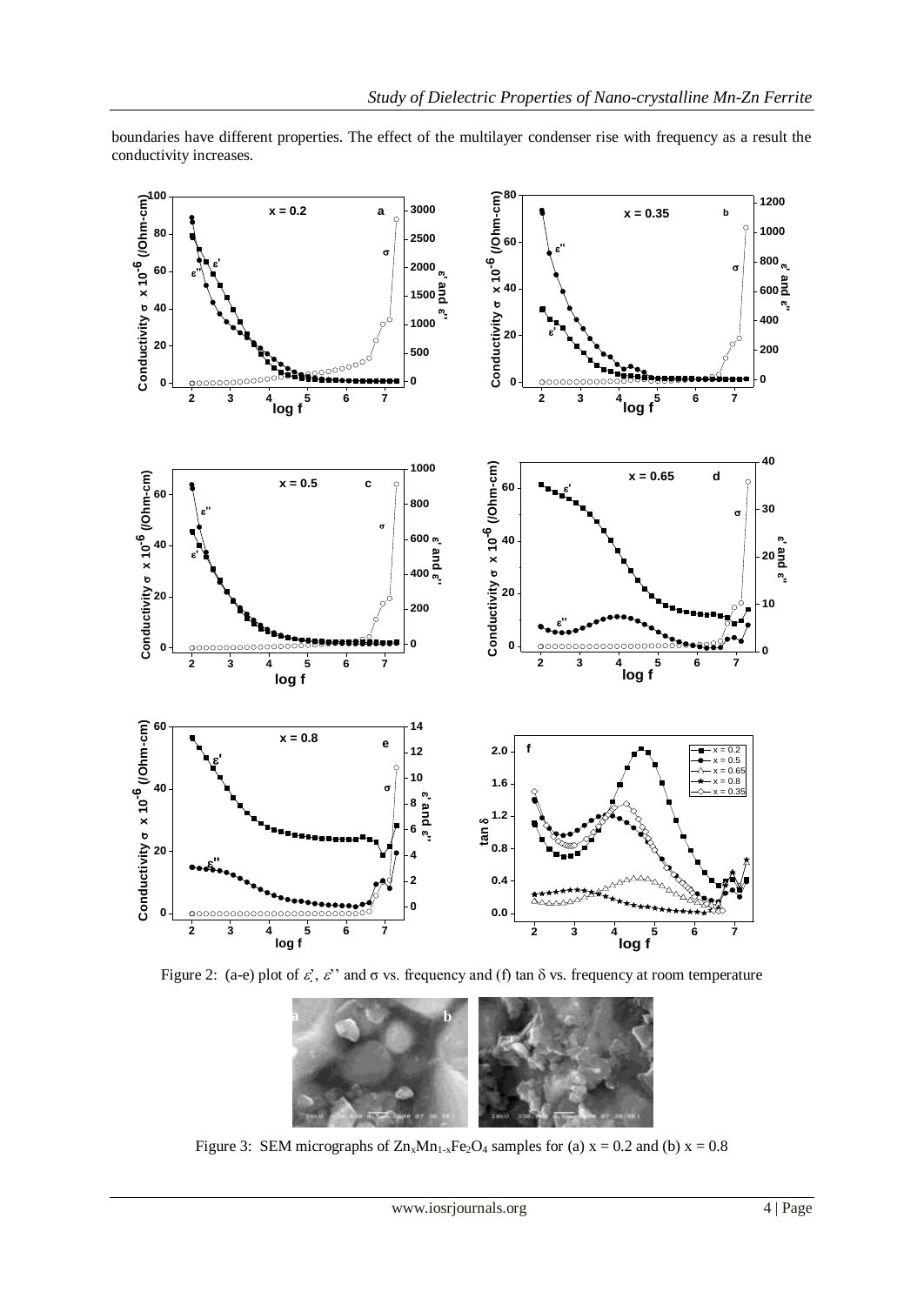boundaries have different properties. The effect of the multilayer condenser rise with frequency as a result the conductivity increases.

Figure 2: (a-e) plot of $\varepsilon'$, $\varepsilon''$ and $\sigma$ vs. frequency and (f) tan $\delta$ vs. frequency at room temperature

Figure 3: SEM micrographs of $Zn_xMn_{1-x}Fe_2O_4$ samples for (a) x = 0.2 and (b) x = 0.8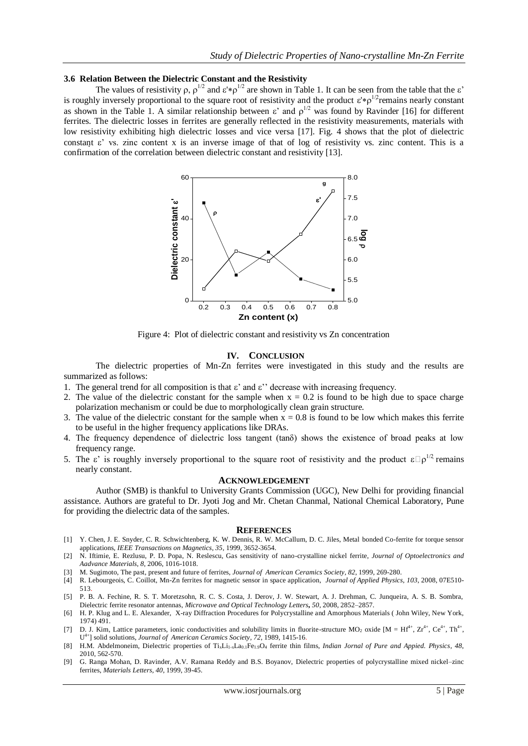### 3.6 Relation Between the Dielectric Constant and the Resistivity

The values of resistivity ρ, $\rho^{1/2}$ and $\varepsilon' * \rho^{1/2}$ are shown in Table 1. It can be seen from the table that the ε' is roughly inversely proportional to the square root of resistivity and the product $\varepsilon' * \rho^{1/2}$ remains nearly constant as shown in the Table 1. A similar relationship between ε' and $\rho^{1/2}$ was found by Ravinder [16] for different ferrites. The dielectric losses in ferrites are generally reflected in the resistivity measurements, materials with low resistivity exhibiting high dielectric losses and vice versa [17]. Fig. 4 shows that the plot of dielectric constant ε' vs. zinc content x is an inverse image of that of log of resistivity vs. zinc content. This is a confirmation of the correlation between dielectric constant and resistivity [13].

Figure 4: Plot of dielectric constant and resistivity vs Zn concentration

## IV. Conclusion

The dielectric properties of Mn-Zn ferrites were investigated in this study and the results are summarized as follows:

1. The general trend for all composition is that ε' and ε'' decrease with increasing frequency.
2. The value of the dielectric constant for the sample when $x = 0.2$ is found to be high due to space charge polarization mechanism or could be due to morphologically clean grain structure.
3. The value of the dielectric constant for the sample when $x = 0.8$ is found to be low which makes this ferrite to be useful in the higher frequency applications like DRAs.
4. The frequency dependence of dielectric loss tangent (tanδ) shows the existence of broad peaks at low frequency range.
5. The ε' is roughly inversely proportional to the square root of resistivity and the product $\varepsilon \rho^{1/2}$ remains nearly constant.

## Acknowledgement

Author (SMB) is thankful to University Grants Commission (UGC), New Delhi for providing financial assistance. Authors are grateful to Dr. Jyoti Jog and Mr. Chetan Chanmal, National Chemical Laboratory, Pune for providing the dielectric data of the samples.

## References

[1] Y. Chen, J. E. Snyder, C. R. Schwichtenberg, K. W. Dennis, R. W. McCallum, D. C. Jiles, Metal bonded Co-ferrite for torque sensor applications, *IEEE Transactions on Magnetics*, *35*, 1999, 3652-3654.

[2] N. Iftimie, E. Rezlusu, P. D. Popa, N. Reslescu, Gas sensitivity of nano-crystalline nickel ferrite, *Journal of Optoelectronics and Aadvance Materials*, *8*, 2006, 1016-1018.

[3] M. Sugimoto, The past, present and future of ferrites, *Journal of American Ceramics Society*, *82*, 1999, 269-280.

[4] R. Lebourgeois, C. Coillot, Mn-Zn ferrites for magnetic sensor in space application, *Journal of Applied Physics*, *103*, 2008, 07E510-513.

[5] P. B. A. Fechine, R. S. T. Moretzsohn, R. C. S. Costa, J. Derov, J. W. Stewart, A. J. Drehman, C. Junqueira, A. S. B. Sombra, Dielectric ferrite resonator antennas, *Microwave and Optical Technology Letters*, *50*, 2008, 2852–2857.

[6] H. P. Klug and L. E. Alexander, X-ray Diffraction Procedures for Polycrystalline and Amorphous Materials ( John Wiley, New York, 1974) 491.

[7] D. J. Kim, Lattice parameters, ionic conductivities and solubility limits in fluorite-structure $MO_2$ oxide [M = $Hf^{4+}$, $Zr^{4+}$, $Ce^{4+}$, $Th^{4+}$, $U^{4+}$] solid solutions, *Journal of American Ceramics Society*, *72*, 1989, 1415-16.

[8] H.M. Abdelmoneim, Dielectric properties of $Ti_xLi_{1-x}La_{0.1}Fe_{1.9}O_4$ ferrite thin films, *Indian Jornal of Pure and Appied. Physics*, *48*, 2010, 562-570.

[9] G. Ranga Mohan, D. Ravinder, A.V. Ramana Reddy and B.S. Boyanov, Dielectric properties of polycrystalline mixed nickel–zinc ferrites, *Materials Letters*, *40*, 1999, 39-45.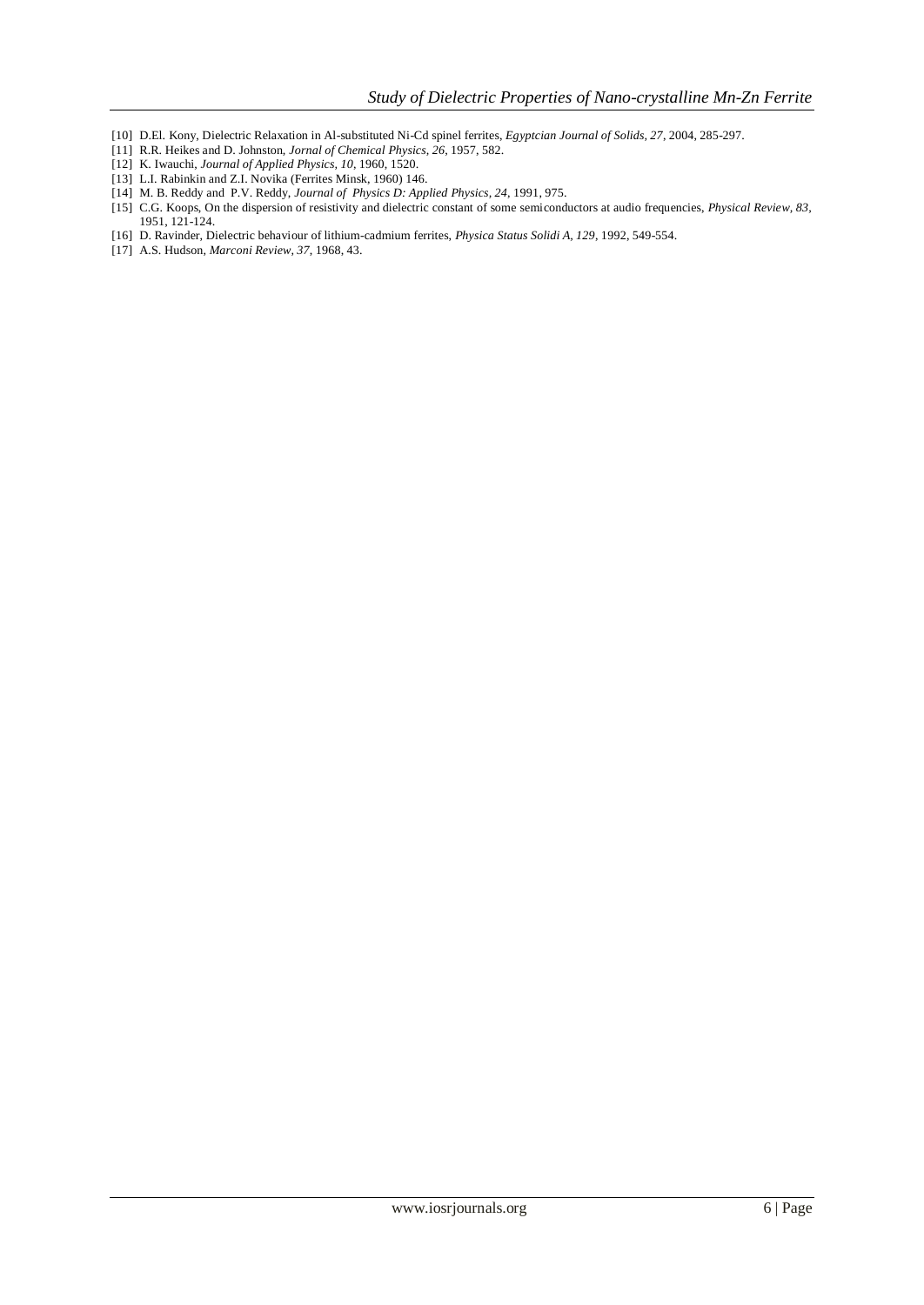[10] D.El. Kony, Dielectric Relaxation in Al-substituted Ni-Cd spinel ferrites, *Egyptcian Journal of Solids, 27*, 2004, 285-297.

[11] R.R. Heikes and D. Johnston, *Jornal of Chemical Physics, 26*, 1957, 582.

[12] K. Iwauchi, *Journal of Applied Physics, 10*, 1960, 1520.

[13] L.I. Rabinkin and Z.I. Novika (Ferrites Minsk, 1960) 146.

[14] M. B. Reddy and P.V. Reddy, *Journal of Physics D: Applied Physics, 24*, 1991, 975.

[15] C.G. Koops, On the dispersion of resistivity and dielectric constant of some semiconductors at audio frequencies, *Physical Review, 83*, 1951, 121-124.

[16] D. Ravinder, Dielectric behaviour of lithium-cadmium ferrites, *Physica Status Solidi A, 129*, 1992, 549-554.

[17] A.S. Hudson, *Marconi Review, 37*, 1968, 43.